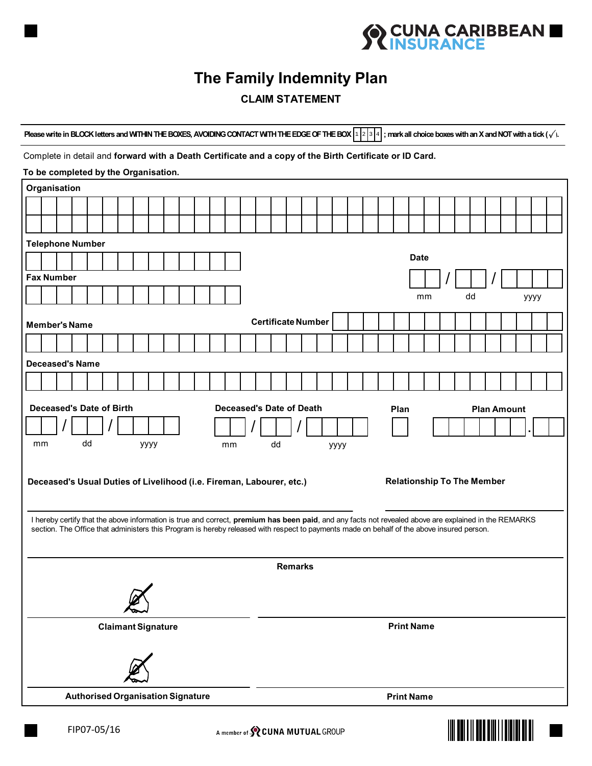CUNA CARIBBEAN INSURANCE

# The Family Indemnity Plan

## CLAIM STATEMENT

Please write in BLOCK letters and WITHIN THE BOXES, AVOIDING CONTACT WITH THE EDGE OF THE BOX 1 2 3 4 ; mark all choice boxes with an X and NOT with a tick (√).

Complete in detail and **forward with a Death Certificate and a copy of the Birth Certificate or ID Card.**

**To be completed by the Organisation.**

**Organisation**

**Telephone Number**

**Date**

mm / dd / yyyy

**Fax Number**

**Member's Name**

**Certificate Number**

**Deceased's Name**

**Deceased's Date of Birth**

mm / dd / yyyy

**Deceased's Date of Death**

mm / dd / yyyy

**Plan**

**Plan Amount**

**Deceased's Usual Duties of Livelihood (i.e. Fireman, Labourer, etc.)**

**Relationship To The Member**

I hereby certify that the above information is true and correct, **premium has been paid**, and any facts not revealed above are explained in the REMARKS section. The Office that administers this Program is hereby released with respect to payments made on behalf of the above insured person.

**Remarks**

**Claimant Signature**

**Print Name**

**Authorised Organisation Signature**

**Print Name**

FIP07-05/16

A member of CUNA MUTUAL GROUP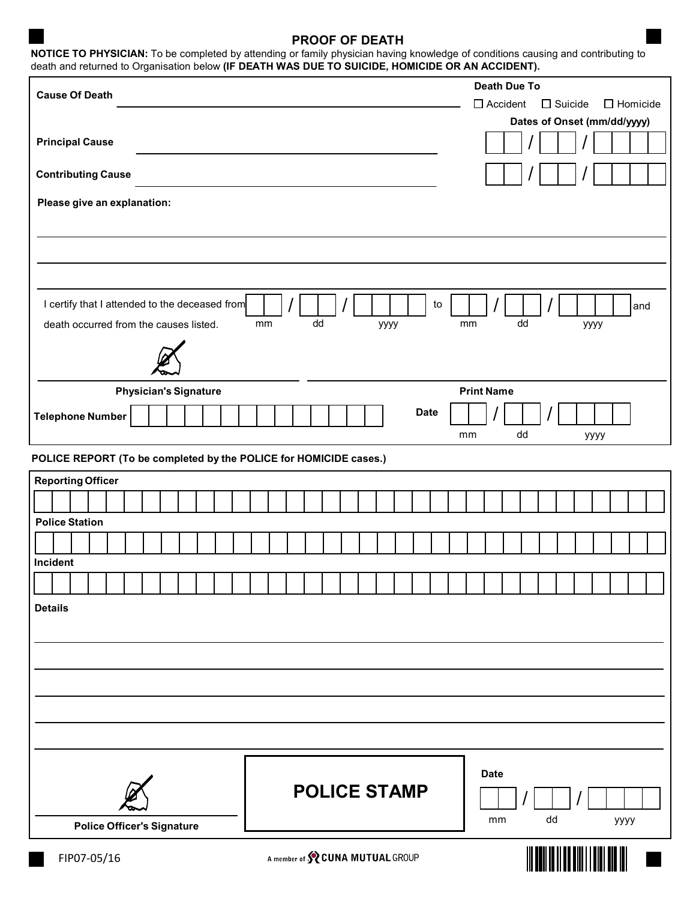# PROOF OF DEATH

**NOTICE TO PHYSICIAN:** To be completed by attending or family physician having knowledge of conditions causing and contributing to death and returned to Organisation below **(IF DEATH WAS DUE TO SUICIDE, HOMICIDE OR AN ACCIDENT).**

**Cause Of Death** ______________________________

**Death Due To**
☐ Accident ☐ Suicide ☐ Homicide

**Dates of Onset (mm/dd/yyyy)**

**Principal Cause** ______________________________ __ __ / __ __ / __ __ __ __

**Contributing Cause** ______________________________ __ __ / __ __ / __ __ __ __

**Please give an explanation:**

______________________________

______________________________

______________________________

I certify that I attended to the deceased from __ __ / __ __ / __ __ __ __ to __ __ / __ __ / __ __ __ __ and death occurred from the causes listed.
mm dd yyyy mm dd yyyy

______________________________ ______________________________
**Physician's Signature** **Print Name**

**Telephone Number** ______________________________

**Date** __ __ / __ __ / __ __ __ __
mm dd yyyy

**POLICE REPORT (To be completed by the POLICE for HOMICIDE cases.)**

**Reporting Officer**

______________________________

**Police Station**

______________________________

**Incident**

______________________________

**Details**

______________________________

______________________________

______________________________

______________________________

______________________________

______________________________
**Police Officer's Signature**

**POLICE STAMP**

**Date** __ __ / __ __ / __ __ __ __
mm dd yyyy

FIP07-05/16

A member of CUNA MUTUAL GROUP